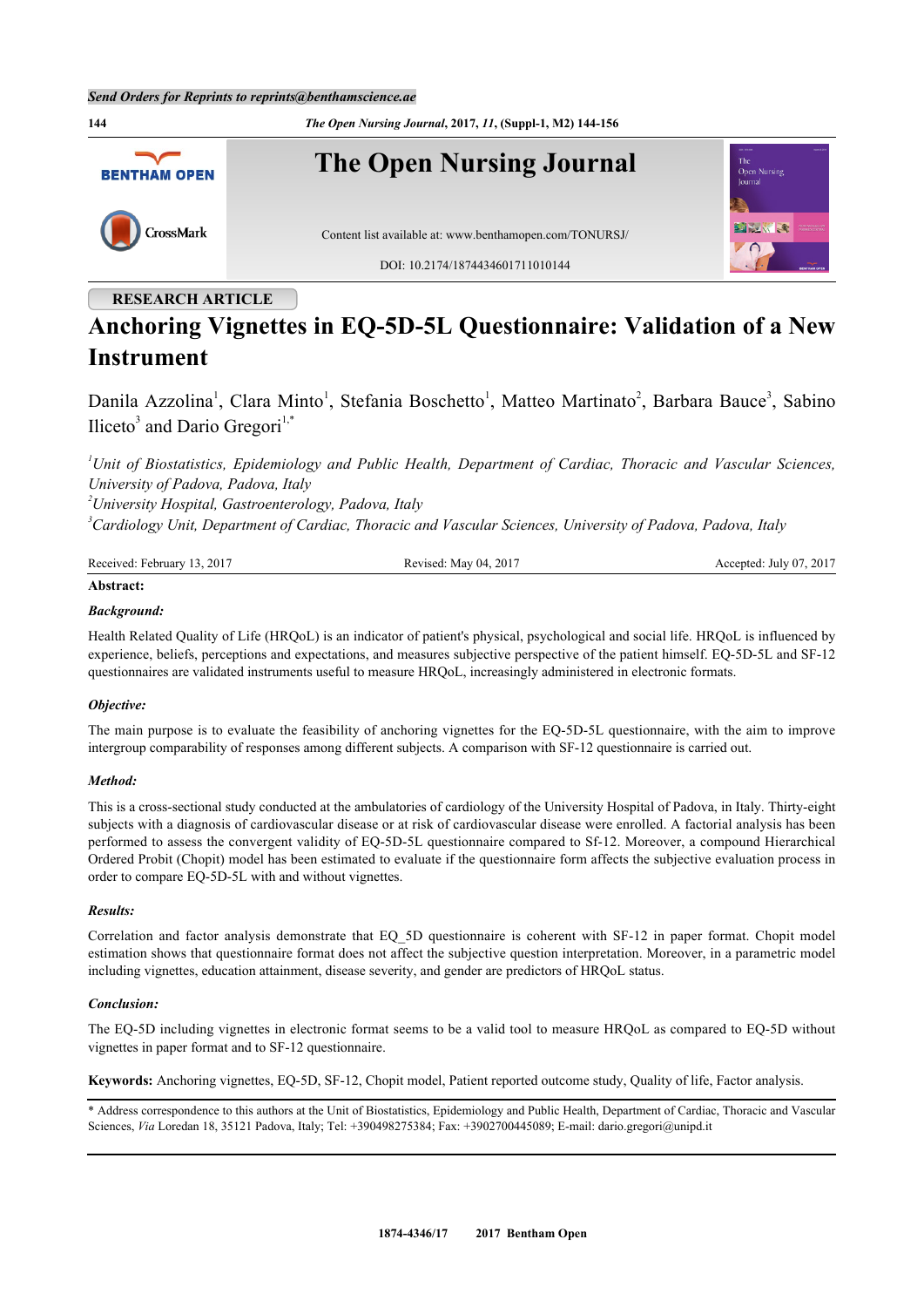RESEARCH ARTICLE

# Anchoring Vignettes in EQ-5D-5L Questionnaire: Validation of a New Instrument

Danila Azzolina[1], Clara Minto[1], Stefania Boschetto[1], Matteo Martinato[2], Barbara Bauce[3], Sabino Iliceto[3] and Dario Gregori[1,*]

[1] *Unit of Biostatistics, Epidemiology and Public Health, Department of Cardiac, Thoracic and Vascular Sciences, University of Padova, Padova, Italy*
[2] *University Hospital, Gastroenterology, Padova, Italy*
[3] *Cardiology Unit, Department of Cardiac, Thoracic and Vascular Sciences, University of Padova, Padova, Italy*

Received: February 13, 2017 Revised: May 04, 2017 Accepted: July 07, 2017

**Abstract:**

***Background:***

Health Related Quality of Life (HRQoL) is an indicator of patient's physical, psychological and social life. HRQoL is influenced by experience, beliefs, perceptions and expectations, and measures subjective perspective of the patient himself. EQ-5D-5L and SF-12 questionnaires are validated instruments useful to measure HRQoL, increasingly administered in electronic formats.

***Objective:***

The main purpose is to evaluate the feasibility of anchoring vignettes for the EQ-5D-5L questionnaire, with the aim to improve intergroup comparability of responses among different subjects. A comparison with SF-12 questionnaire is carried out.

***Method:***

This is a cross-sectional study conducted at the ambulatories of cardiology of the University Hospital of Padova, in Italy. Thirty-eight subjects with a diagnosis of cardiovascular disease or at risk of cardiovascular disease were enrolled. A factorial analysis has been performed to assess the convergent validity of EQ-5D-5L questionnaire compared to Sf-12. Moreover, a compound Hierarchical Ordered Probit (Chopit) model has been estimated to evaluate if the questionnaire form affects the subjective evaluation process in order to compare EQ-5D-5L with and without vignettes.

***Results:***

Correlation and factor analysis demonstrate that EQ_5D questionnaire is coherent with SF-12 in paper format. Chopit model estimation shows that questionnaire format does not affect the subjective question interpretation. Moreover, in a parametric model including vignettes, education attainment, disease severity, and gender are predictors of HRQoL status.

***Conclusion:***

The EQ-5D including vignettes in electronic format seems to be a valid tool to measure HRQoL as compared to EQ-5D without vignettes in paper format and to SF-12 questionnaire.

**Keywords:** Anchoring vignettes, EQ-5D, SF-12, Chopit model, Patient reported outcome study, Quality of life, Factor analysis.

\* Address correspondence to this authors at the Unit of Biostatistics, Epidemiology and Public Health, Department of Cardiac, Thoracic and Vascular Sciences, *Via* Loredan 18, 35121 Padova, Italy; Tel: +390498275384; Fax: +3902700445089; E-mail: dario.gregori@unipd.it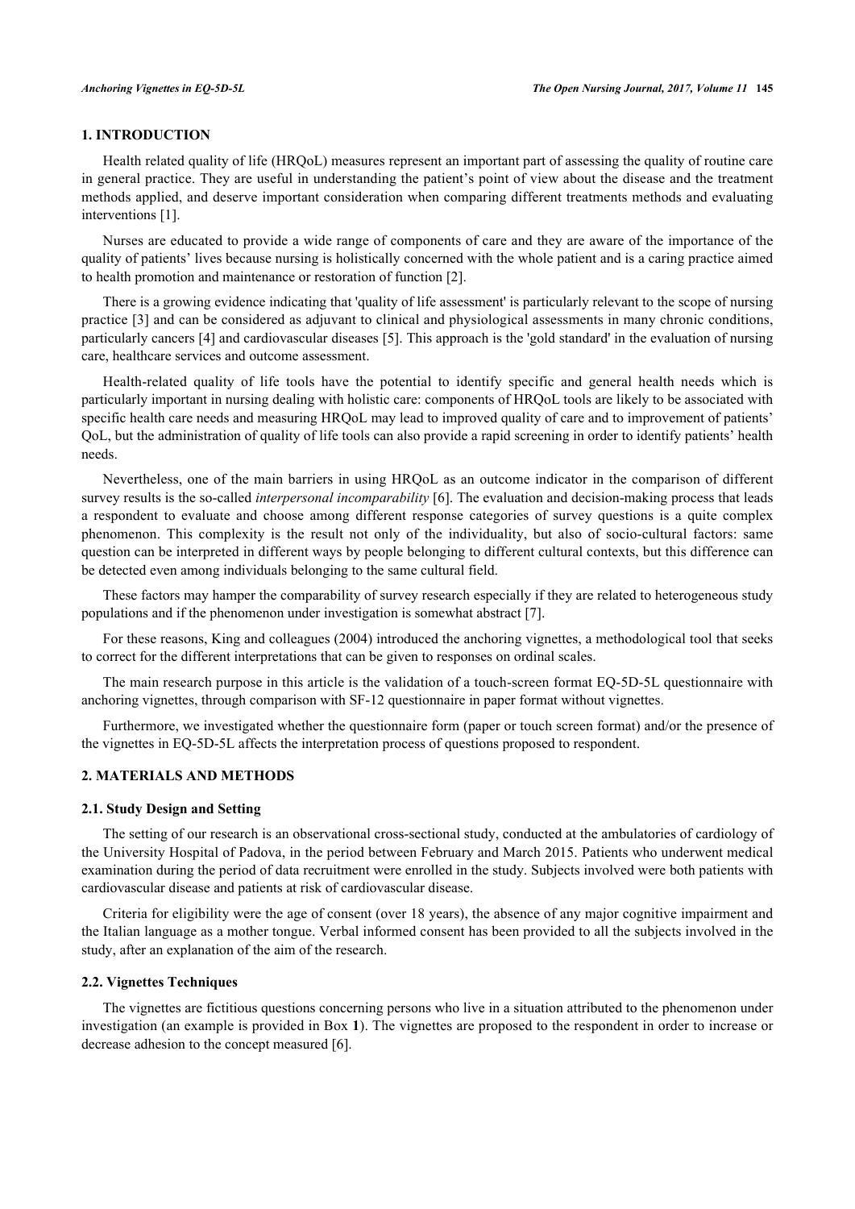## 1. INTRODUCTION

Health related quality of life (HRQoL) measures represent an important part of assessing the quality of routine care in general practice. They are useful in understanding the patient's point of view about the disease and the treatment methods applied, and deserve important consideration when comparing different treatments methods and evaluating interventions [1].

Nurses are educated to provide a wide range of components of care and they are aware of the importance of the quality of patients' lives because nursing is holistically concerned with the whole patient and is a caring practice aimed to health promotion and maintenance or restoration of function [2].

There is a growing evidence indicating that 'quality of life assessment' is particularly relevant to the scope of nursing practice [3] and can be considered as adjuvant to clinical and physiological assessments in many chronic conditions, particularly cancers [4] and cardiovascular diseases [5]. This approach is the 'gold standard' in the evaluation of nursing care, healthcare services and outcome assessment.

Health-related quality of life tools have the potential to identify specific and general health needs which is particularly important in nursing dealing with holistic care: components of HRQoL tools are likely to be associated with specific health care needs and measuring HRQoL may lead to improved quality of care and to improvement of patients' QoL, but the administration of quality of life tools can also provide a rapid screening in order to identify patients' health needs.

Nevertheless, one of the main barriers in using HRQoL as an outcome indicator in the comparison of different survey results is the so-called *interpersonal incomparability* [6]. The evaluation and decision-making process that leads a respondent to evaluate and choose among different response categories of survey questions is a quite complex phenomenon. This complexity is the result not only of the individuality, but also of socio-cultural factors: same question can be interpreted in different ways by people belonging to different cultural contexts, but this difference can be detected even among individuals belonging to the same cultural field.

These factors may hamper the comparability of survey research especially if they are related to heterogeneous study populations and if the phenomenon under investigation is somewhat abstract [7].

For these reasons, King and colleagues (2004) introduced the anchoring vignettes, a methodological tool that seeks to correct for the different interpretations that can be given to responses on ordinal scales.

The main research purpose in this article is the validation of a touch-screen format EQ-5D-5L questionnaire with anchoring vignettes, through comparison with SF-12 questionnaire in paper format without vignettes.

Furthermore, we investigated whether the questionnaire form (paper or touch screen format) and/or the presence of the vignettes in EQ-5D-5L affects the interpretation process of questions proposed to respondent.

## 2. MATERIALS AND METHODS

### 2.1. Study Design and Setting

The setting of our research is an observational cross-sectional study, conducted at the ambulatories of cardiology of the University Hospital of Padova, in the period between February and March 2015. Patients who underwent medical examination during the period of data recruitment were enrolled in the study. Subjects involved were both patients with cardiovascular disease and patients at risk of cardiovascular disease.

Criteria for eligibility were the age of consent (over 18 years), the absence of any major cognitive impairment and the Italian language as a mother tongue. Verbal informed consent has been provided to all the subjects involved in the study, after an explanation of the aim of the research.

### 2.2. Vignettes Techniques

The vignettes are fictitious questions concerning persons who live in a situation attributed to the phenomenon under investigation (an example is provided in Box **1**). The vignettes are proposed to the respondent in order to increase or decrease adhesion to the concept measured [6].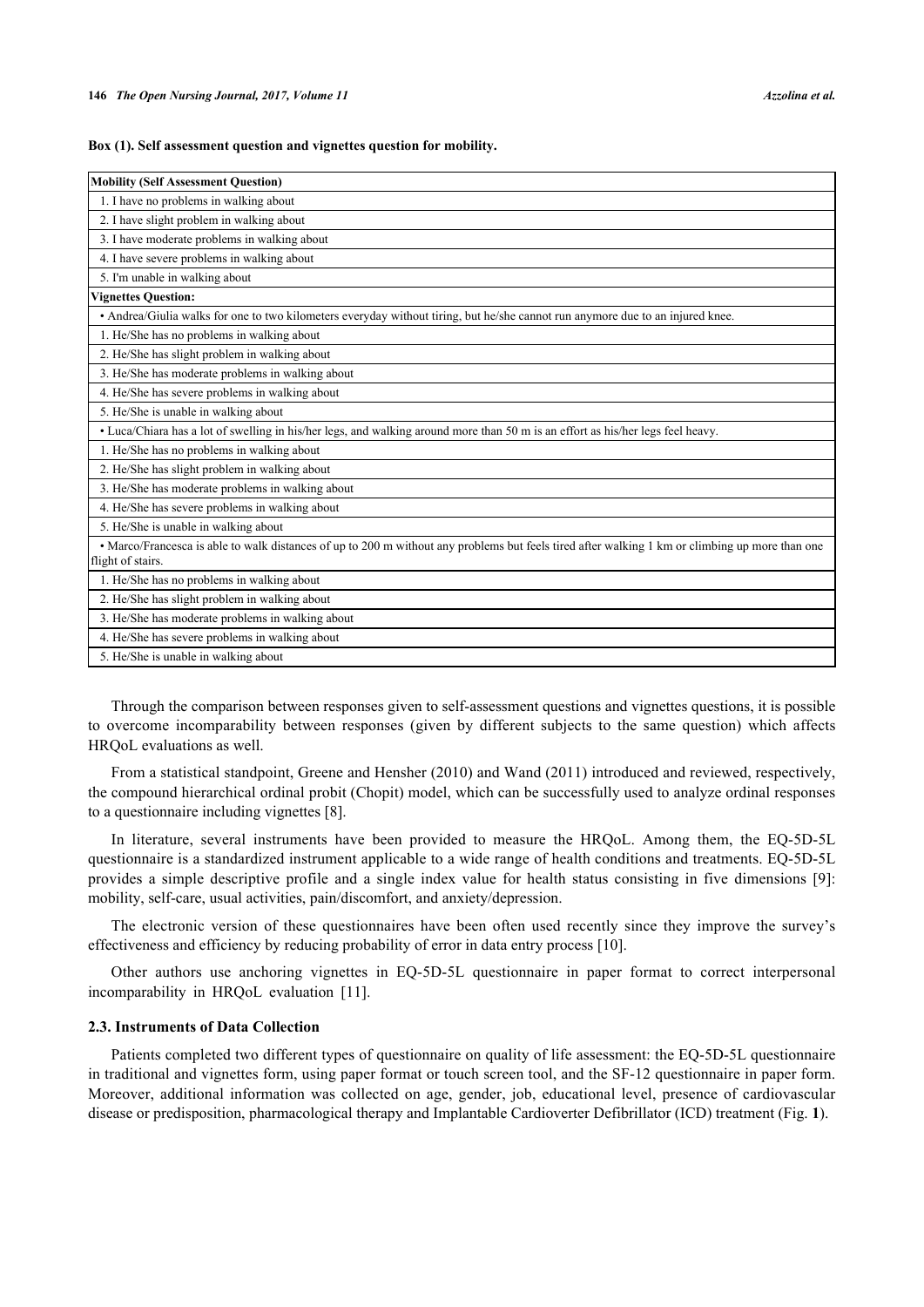**Box (1). Self assessment question and vignettes question for mobility.**

| **Mobility (Self Assessment Question)** |
|---|
| 1. I have no problems in walking about |
| 2. I have slight problem in walking about |
| 3. I have moderate problems in walking about |
| 4. I have severe problems in walking about |
| 5. I'm unable in walking about |
| **Vignettes Question:** |
| • Andrea/Giulia walks for one to two kilometers everyday without tiring, but he/she cannot run anymore due to an injured knee. |
| 1. He/She has no problems in walking about |
| 2. He/She has slight problem in walking about |
| 3. He/She has moderate problems in walking about |
| 4. He/She has severe problems in walking about |
| 5. He/She is unable in walking about |
| • Luca/Chiara has a lot of swelling in his/her legs, and walking around more than 50 m is an effort as his/her legs feel heavy. |
| 1. He/She has no problems in walking about |
| 2. He/She has slight problem in walking about |
| 3. He/She has moderate problems in walking about |
| 4. He/She has severe problems in walking about |
| 5. He/She is unable in walking about |
| • Marco/Francesca is able to walk distances of up to 200 m without any problems but feels tired after walking 1 km or climbing up more than one flight of stairs. |
| 1. He/She has no problems in walking about |
| 2. He/She has slight problem in walking about |
| 3. He/She has moderate problems in walking about |
| 4. He/She has severe problems in walking about |
| 5. He/She is unable in walking about |

Through the comparison between responses given to self-assessment questions and vignettes questions, it is possible to overcome incomparability between responses (given by different subjects to the same question) which affects HRQoL evaluations as well.

From a statistical standpoint, Greene and Hensher (2010) and Wand (2011) introduced and reviewed, respectively, the compound hierarchical ordinal probit (Chopit) model, which can be successfully used to analyze ordinal responses to a questionnaire including vignettes [8].

In literature, several instruments have been provided to measure the HRQoL. Among them, the EQ-5D-5L questionnaire is a standardized instrument applicable to a wide range of health conditions and treatments. EQ-5D-5L provides a simple descriptive profile and a single index value for health status consisting in five dimensions [9]: mobility, self-care, usual activities, pain/discomfort, and anxiety/depression.

The electronic version of these questionnaires have been often used recently since they improve the survey's effectiveness and efficiency by reducing probability of error in data entry process [10].

Other authors use anchoring vignettes in EQ-5D-5L questionnaire in paper format to correct interpersonal incomparability in HRQoL evaluation [11].

### 2.3. Instruments of Data Collection

Patients completed two different types of questionnaire on quality of life assessment: the EQ-5D-5L questionnaire in traditional and vignettes form, using paper format or touch screen tool, and the SF-12 questionnaire in paper form. Moreover, additional information was collected on age, gender, job, educational level, presence of cardiovascular disease or predisposition, pharmacological therapy and Implantable Cardioverter Defibrillator (ICD) treatment (Fig. **1**).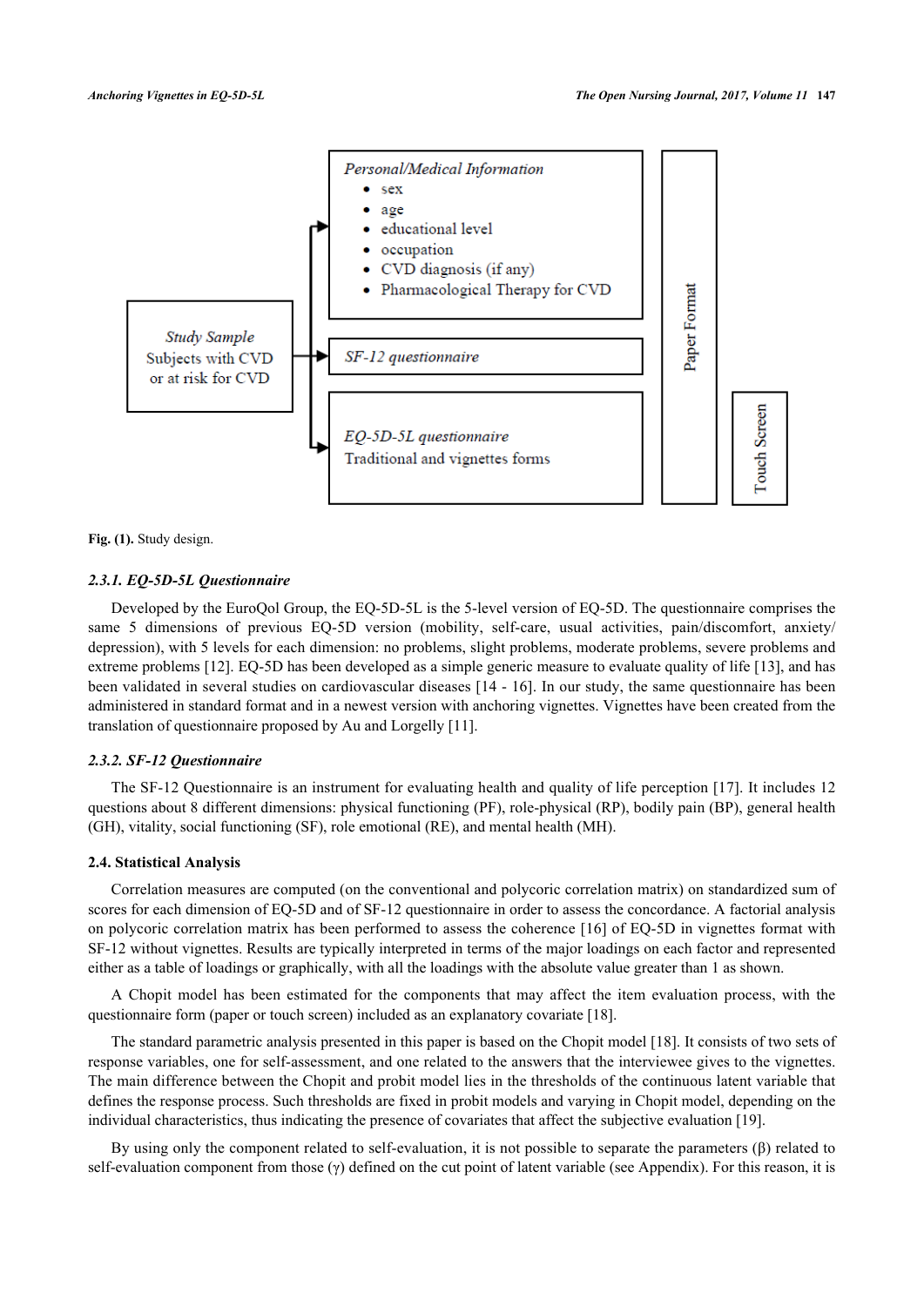Fig. (1). Study design.

#### 2.3.1. EQ-5D-5L Questionnaire

Developed by the EuroQol Group, the EQ-5D-5L is the 5-level version of EQ-5D. The questionnaire comprises the same 5 dimensions of previous EQ-5D version (mobility, self-care, usual activities, pain/discomfort, anxiety/depression), with 5 levels for each dimension: no problems, slight problems, moderate problems, severe problems and extreme problems [12]. EQ-5D has been developed as a simple generic measure to evaluate quality of life [13], and has been validated in several studies on cardiovascular diseases [14 - 16]. In our study, the same questionnaire has been administered in standard format and in a newest version with anchoring vignettes. Vignettes have been created from the translation of questionnaire proposed by Au and Lorgelly [11].

#### 2.3.2. SF-12 Questionnaire

The SF-12 Questionnaire is an instrument for evaluating health and quality of life perception [17]. It includes 12 questions about 8 different dimensions: physical functioning (PF), role-physical (RP), bodily pain (BP), general health (GH), vitality, social functioning (SF), role emotional (RE), and mental health (MH).

### 2.4. Statistical Analysis

Correlation measures are computed (on the conventional and polycoric correlation matrix) on standardized sum of scores for each dimension of EQ-5D and of SF-12 questionnaire in order to assess the concordance. A factorial analysis on polycoric correlation matrix has been performed to assess the coherence [16] of EQ-5D in vignettes format with SF-12 without vignettes. Results are typically interpreted in terms of the major loadings on each factor and represented either as a table of loadings or graphically, with all the loadings with the absolute value greater than 1 as shown.

A Chopit model has been estimated for the components that may affect the item evaluation process, with the questionnaire form (paper or touch screen) included as an explanatory covariate [18].

The standard parametric analysis presented in this paper is based on the Chopit model [18]. It consists of two sets of response variables, one for self-assessment, and one related to the answers that the interviewee gives to the vignettes. The main difference between the Chopit and probit model lies in the thresholds of the continuous latent variable that defines the response process. Such thresholds are fixed in probit models and varying in Chopit model, depending on the individual characteristics, thus indicating the presence of covariates that affect the subjective evaluation [19].

By using only the component related to self-evaluation, it is not possible to separate the parameters ($\beta$) related to self-evaluation component from those ($\gamma$) defined on the cut point of latent variable (see Appendix). For this reason, it is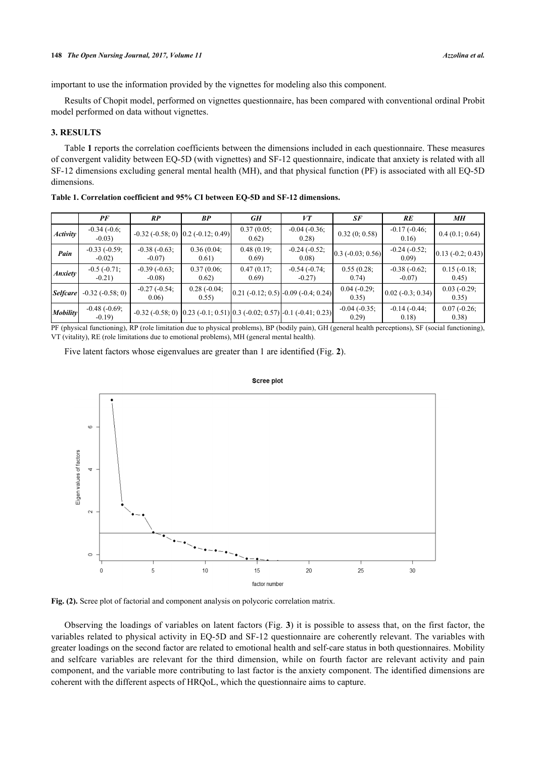important to use the information provided by the vignettes for modeling also this component.

Results of Chopit model, performed on vignettes questionnaire, has been compared with conventional ordinal Probit model performed on data without vignettes.

## 3. RESULTS

Table **1** reports the correlation coefficients between the dimensions included in each questionnaire. These measures of convergent validity between EQ-5D (with vignettes) and SF-12 questionnaire, indicate that anxiety is related with all SF-12 dimensions excluding general mental health (MH), and that physical function (PF) is associated with all EQ-5D dimensions.

**Table 1. Correlation coefficient and 95% CI between EQ-5D and SF-12 dimensions.**

| | *PF* | *RP* | *BP* | *GH* | *VT* | *SF* | *RE* | *MH* |
|---|---|---|---|---|---|---|---|---|
| *Activity* | -0.34 (-0.6; -0.03) | -0.32 (-0.58; 0) | 0.2 (-0.12; 0.49) | 0.37 (0.05; 0.62) | -0.04 (-0.36; 0.28) | 0.32 (0; 0.58) | -0.17 (-0.46; 0.16) | 0.4 (0.1; 0.64) |
| *Pain* | -0.33 (-0.59; -0.02) | -0.38 (-0.63; -0.07) | 0.36 (0.04; 0.61) | 0.48 (0.19; 0.69) | -0.24 (-0.52; 0.08) | 0.3 (-0.03; 0.56) | -0.24 (-0.52; 0.09) | 0.13 (-0.2; 0.43) |
| *Anxiety* | -0.5 (-0.71; -0.21) | -0.39 (-0.63; -0.08) | 0.37 (0.06; 0.62) | 0.47 (0.17; 0.69) | -0.54 (-0.74; -0.27) | 0.55 (0.28; 0.74) | -0.38 (-0.62; -0.07) | 0.15 (-0.18; 0.45) |
| *Selfcare* | -0.32 (-0.58; 0) | -0.27 (-0.54; 0.06) | 0.28 (-0.04; 0.55) | 0.21 (-0.12; 0.5) | -0.09 (-0.4; 0.24) | 0.04 (-0.29; 0.35) | 0.02 (-0.3; 0.34) | 0.03 (-0.29; 0.35) |
| *Mobility* | -0.48 (-0.69; -0.19) | -0.32 (-0.58; 0) | 0.23 (-0.1; 0.51) | 0.3 (-0.02; 0.57) | -0.1 (-0.41; 0.23) | -0.04 (-0.35; 0.29) | -0.14 (-0.44; 0.18) | 0.07 (-0.26; 0.38) |

PF (physical functioning), RP (role limitation due to physical problems), BP (bodily pain), GH (general health perceptions), SF (social functioning), VT (vitality), RE (role limitations due to emotional problems), MH (general mental health).

Five latent factors whose eigenvalues are greater than 1 are identified (Fig. **2**).

**Fig. (2).** Scree plot of factorial and component analysis on polycoric correlation matrix.

Observing the loadings of variables on latent factors (Fig. **3**) it is possible to assess that, on the first factor, the variables related to physical activity in EQ-5D and SF-12 questionnaire are coherently relevant. The variables with greater loadings on the second factor are related to emotional health and self-care status in both questionnaires. Mobility and selfcare variables are relevant for the third dimension, while on fourth factor are relevant activity and pain component, and the variable more contributing to last factor is the anxiety component. The identified dimensions are coherent with the different aspects of HRQoL, which the questionnaire aims to capture.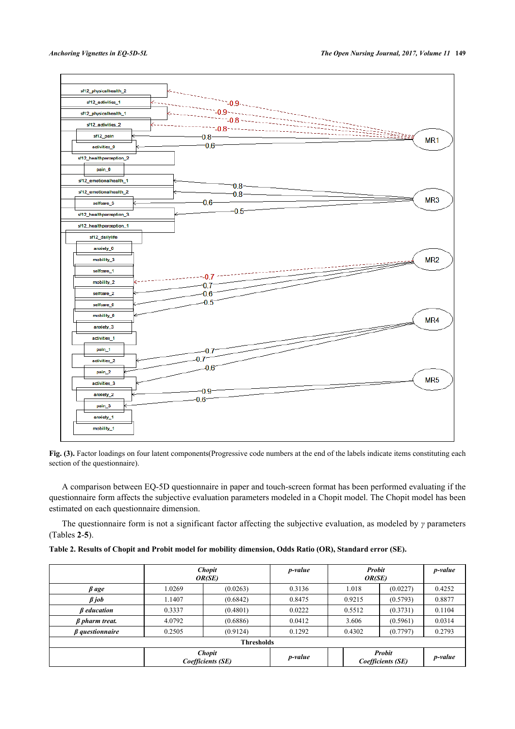**Fig. (3).** Factor loadings on four latent components(Progressive code numbers at the end of the labels indicate items constituting each section of the questionnaire).

A comparison between EQ-5D questionnaire in paper and touch-screen format has been performed evaluating if the questionnaire form affects the subjective evaluation parameters modeled in a Chopit model. The Chopit model has been estimated on each questionnaire dimension.

The questionnaire form is not a significant factor affecting the subjective evaluation, as modeled by $\gamma$ parameters (Tables **2**-**5**).

**Table 2. Results of Chopit and Probit model for mobility dimension, Odds Ratio (OR), Standard error (SE).**

| | *Chopit OR(SE)* | | *p-value* | *Probit OR(SE)* | | *p-value* |
|---|---|---|---|---|---|---|
| ***β age*** | 1.0269 | (0.0263) | 0.3136 | 1.018 | (0.0227) | 0.4252 |
| ***β job*** | 1.1407 | (0.6842) | 0.8475 | 0.9215 | (0.5793) | 0.8877 |
| ***β education*** | 0.3337 | (0.4801) | 0.0222 | 0.5512 | (0.3731) | 0.1104 |
| ***β pharm treat.*** | 4.0792 | (0.6886) | 0.0412 | 3.606 | (0.5961) | 0.0314 |
| ***β questionnaire*** | 0.2505 | (0.9124) | 0.1292 | 0.4302 | (0.7797) | 0.2793 |
| **Thresholds** | | | | | | |
| | *Chopit Coefficients (SE)* | | *p-value* | *Probit Coefficients (SE)* | | *p-value* |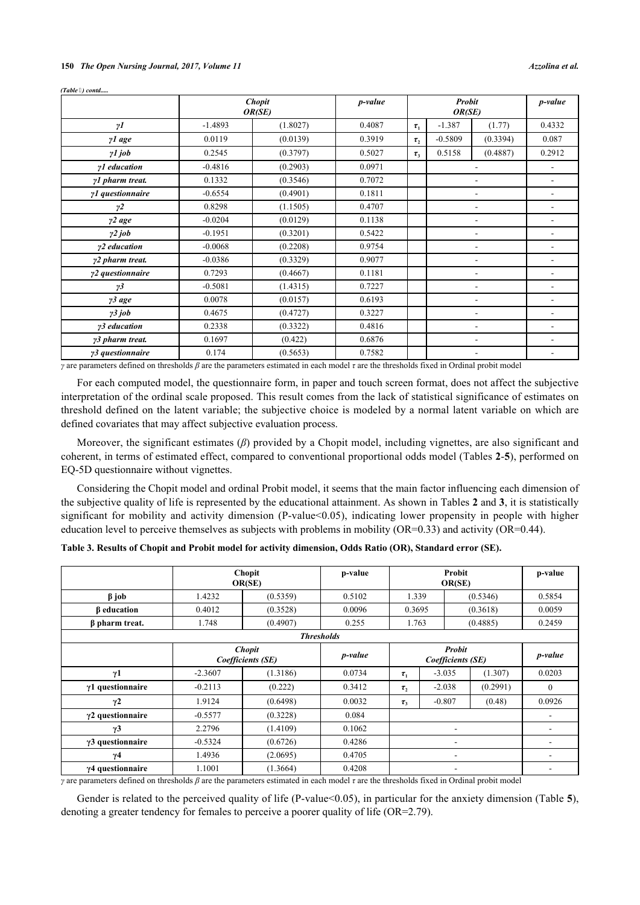*(Table ) contd.....*

| | *Chopit OR(SE)* | | *p-value* | | *Probit OR(SE)* | | *p-value* |
|---|---|---|---|---|---|---|---|
| *γ1* | -1.4893 | (1.8027) | 0.4087 | $\tau_1$ | -1.387 | (1.77) | 0.4332 |
| *γ1 age* | 0.0119 | (0.0139) | 0.3919 | $\tau_2$ | -0.5809 | (0.3394) | 0.087 |
| *γ1 job* | 0.2545 | (0.3797) | 0.5027 | $\tau_3$ | 0.5158 | (0.4887) | 0.2912 |
| *γ1 education* | -0.4816 | (0.2903) | 0.0971 | | - | | - |
| *γ1 pharm treat.* | 0.1332 | (0.3546) | 0.7072 | | - | | - |
| *γ1 questionnaire* | -0.6554 | (0.4901) | 0.1811 | | - | | - |
| *γ2* | 0.8298 | (1.1505) | 0.4707 | | - | | - |
| *γ2 age* | -0.0204 | (0.0129) | 0.1138 | | - | | - |
| *γ2 job* | -0.1951 | (0.3201) | 0.5422 | | - | | - |
| *γ2 education* | -0.0068 | (0.2208) | 0.9754 | | - | | - |
| *γ2 pharm treat.* | -0.0386 | (0.3329) | 0.9077 | | - | | - |
| *γ2 questionnaire* | 0.7293 | (0.4667) | 0.1181 | | - | | - |
| *γ3* | -0.5081 | (1.4315) | 0.7227 | | - | | - |
| *γ3 age* | 0.0078 | (0.0157) | 0.6193 | | - | | - |
| *γ3 job* | 0.4675 | (0.4727) | 0.3227 | | - | | - |
| *γ3 education* | 0.2338 | (0.3322) | 0.4816 | | - | | - |
| *γ3 pharm treat.* | 0.1697 | (0.422) | 0.6876 | | - | | - |
| *γ3 questionnaire* | 0.174 | (0.5653) | 0.7582 | | - | | - |

*γ* are parameters defined on thresholds *β* are the parameters estimated in each model *τ* are the thresholds fixed in Ordinal probit model

For each computed model, the questionnaire form, in paper and touch screen format, does not affect the subjective interpretation of the ordinal scale proposed. This result comes from the lack of statistical significance of estimates on threshold defined on the latent variable; the subjective choice is modeled by a normal latent variable on which are defined covariates that may affect subjective evaluation process.

Moreover, the significant estimates (*β*) provided by a Chopit model, including vignettes, are also significant and coherent, in terms of estimated effect, compared to conventional proportional odds model (Tables **2**-**5**), performed on EQ-5D questionnaire without vignettes.

Considering the Chopit model and ordinal Probit model, it seems that the main factor influencing each dimension of the subjective quality of life is represented by the educational attainment. As shown in Tables **2** and **3**, it is statistically significant for mobility and activity dimension (P-value<0.05), indicating lower propensity in people with higher education level to perceive themselves as subjects with problems in mobility (OR=0.33) and activity (OR=0.44).

**Table 3. Results of Chopit and Probit model for activity dimension, Odds Ratio (OR), Standard error (SE).**

| | Chopit OR(SE) | | p-value | | Probit OR(SE) | | p-value |
|---|---|---|---|---|---|---|---|
| β job | 1.4232 | (0.5359) | 0.5102 | 1.339 | | (0.5346) | 0.5854 |
| β education | 0.4012 | (0.3528) | 0.0096 | 0.3695 | | (0.3618) | 0.0059 |
| β pharm treat. | 1.748 | (0.4907) | 0.255 | 1.763 | | (0.4885) | 0.2459 |
| | | | ***Thresholds*** | | | | |
| | *Chopit Coefficients (SE)* | | *p-value* | | *Probit Coefficients (SE)* | | *p-value* |
| γ1 | -2.3607 | (1.3186) | 0.0734 | $\tau_1$ | -3.035 | (1.307) | 0.0203 |
| γ1 questionnaire | -0.2113 | (0.222) | 0.3412 | $\tau_2$ | -2.038 | (0.2991) | 0 |
| γ2 | 1.9124 | (0.6498) | 0.0032 | $\tau_3$ | -0.807 | (0.48) | 0.0926 |
| γ2 questionnaire | -0.5577 | (0.3228) | 0.084 | | - | | - |
| γ3 | 2.2796 | (1.4109) | 0.1062 | | - | | - |
| γ3 questionnaire | -0.5324 | (0.6726) | 0.4286 | | - | | - |
| γ4 | 1.4936 | (2.0695) | 0.4705 | | - | | - |
| γ4 questionnaire | 1.1001 | (1.3664) | 0.4208 | | - | | - |

*γ* are parameters defined on thresholds *β* are the parameters estimated in each model *τ* are the thresholds fixed in Ordinal probit model

Gender is related to the perceived quality of life (P-value<0.05), in particular for the anxiety dimension (Table **5**), denoting a greater tendency for females to perceive a poorer quality of life (OR=2.79).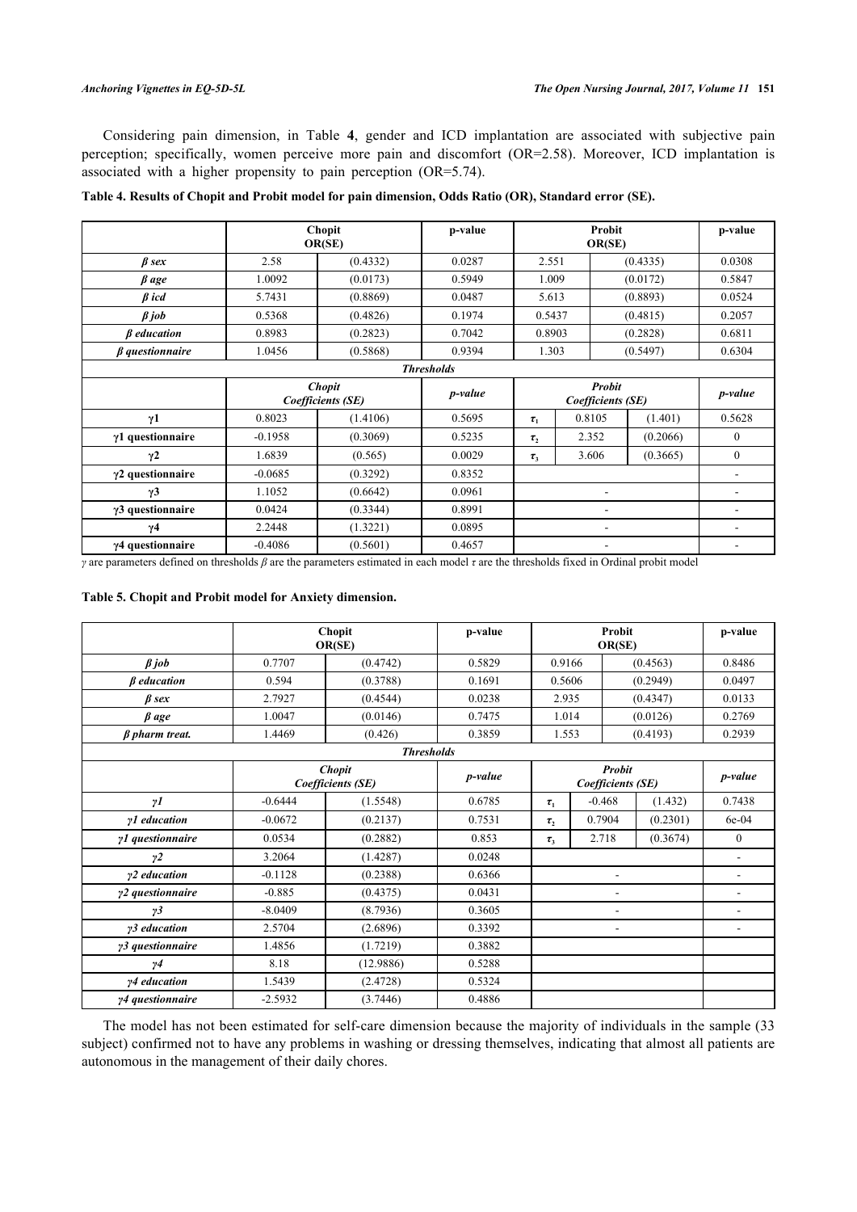Considering pain dimension, in Table **4**, gender and ICD implantation are associated with subjective pain perception; specifically, women perceive more pain and discomfort (OR=2.58). Moreover, ICD implantation is associated with a higher propensity to pain perception (OR=5.74).

**Table 4. Results of Chopit and Probit model for pain dimension, Odds Ratio (OR), Standard error (SE).**

| | Chopit OR(SE) | | p-value | Probit OR(SE) | | | p-value |
|---|---|---|---|---|---|---|---|
| *β sex* | 2.58 | (0.4332) | 0.0287 | 2.551 | | (0.4335) | 0.0308 |
| *β age* | 1.0092 | (0.0173) | 0.5949 | 1.009 | | (0.0172) | 0.5847 |
| *β icd* | 5.7431 | (0.8869) | 0.0487 | 5.613 | | (0.8893) | 0.0524 |
| *β job* | 0.5368 | (0.4826) | 0.1974 | 0.5437 | | (0.4815) | 0.2057 |
| *β education* | 0.8983 | (0.2823) | 0.7042 | 0.8903 | | (0.2828) | 0.6811 |
| *β questionnaire* | 1.0456 | (0.5868) | 0.9394 | 1.303 | | (0.5497) | 0.6304 |
| ***Thresholds*** | | | | | | | |
| | ***Chopit Coefficients (SE)*** | | ***p-value*** | ***Probit Coefficients (SE)*** | | | ***p-value*** |
| **γ1** | 0.8023 | (1.4106) | 0.5695 | $\tau_1$ | 0.8105 | (1.401) | 0.5628 |
| **γ1 questionnaire** | -0.1958 | (0.3069) | 0.5235 | $\tau_2$ | 2.352 | (0.2066) | 0 |
| **γ2** | 1.6839 | (0.565) | 0.0029 | $\tau_3$ | 3.606 | (0.3665) | 0 |
| **γ2 questionnaire** | -0.0685 | (0.3292) | 0.8352 | | | | - |
| **γ3** | 1.1052 | (0.6642) | 0.0961 | - | | | - |
| **γ3 questionnaire** | 0.0424 | (0.3344) | 0.8991 | - | | | - |
| **γ4** | 2.2448 | (1.3221) | 0.0895 | - | | | - |
| **γ4 questionnaire** | -0.4086 | (0.5601) | 0.4657 | - | | | - |

*γ* are parameters defined on thresholds *β* are the parameters estimated in each model *τ* are the thresholds fixed in Ordinal probit model

**Table 5. Chopit and Probit model for Anxiety dimension.**

| | Chopit OR(SE) | | p-value | Probit OR(SE) | | | p-value |
|---|---|---|---|---|---|---|---|
| *β job* | 0.7707 | (0.4742) | 0.5829 | 0.9166 | | (0.4563) | 0.8486 |
| *β education* | 0.594 | (0.3788) | 0.1691 | 0.5606 | | (0.2949) | 0.0497 |
| *β sex* | 2.7927 | (0.4544) | 0.0238 | 2.935 | | (0.4347) | 0.0133 |
| *β age* | 1.0047 | (0.0146) | 0.7475 | 1.014 | | (0.0126) | 0.2769 |
| *β pharm treat.* | 1.4469 | (0.426) | 0.3859 | 1.553 | | (0.4193) | 0.2939 |
| ***Thresholds*** | | | | | | | |
| | ***Chopit Coefficients (SE)*** | | ***p-value*** | ***Probit Coefficients (SE)*** | | | ***p-value*** |
| *γ1* | -0.6444 | (1.5548) | 0.6785 | $\tau_1$ | -0.468 | (1.432) | 0.7438 |
| *γ1 education* | -0.0672 | (0.2137) | 0.7531 | $\tau_2$ | 0.7904 | (0.2301) | 6e-04 |
| *γ1 questionnaire* | 0.0534 | (0.2882) | 0.853 | $\tau_3$ | 2.718 | (0.3674) | 0 |
| *γ2* | 3.2064 | (1.4287) | 0.0248 | | | | - |
| *γ2 education* | -0.1128 | (0.2388) | 0.6366 | - | | | - |
| *γ2 questionnaire* | -0.885 | (0.4375) | 0.0431 | - | | | - |
| *γ3* | -8.0409 | (8.7936) | 0.3605 | - | | | - |
| *γ3 education* | 2.5704 | (2.6896) | 0.3392 | - | | | - |
| *γ3 questionnaire* | 1.4856 | (1.7219) | 0.3882 | | | | |
| *γ4* | 8.18 | (12.9886) | 0.5288 | | | | |
| *γ4 education* | 1.5439 | (2.4728) | 0.5324 | | | | |
| *γ4 questionnaire* | -2.5932 | (3.7446) | 0.4886 | | | | |

The model has not been estimated for self-care dimension because the majority of individuals in the sample (33 subject) confirmed not to have any problems in washing or dressing themselves, indicating that almost all patients are autonomous in the management of their daily chores.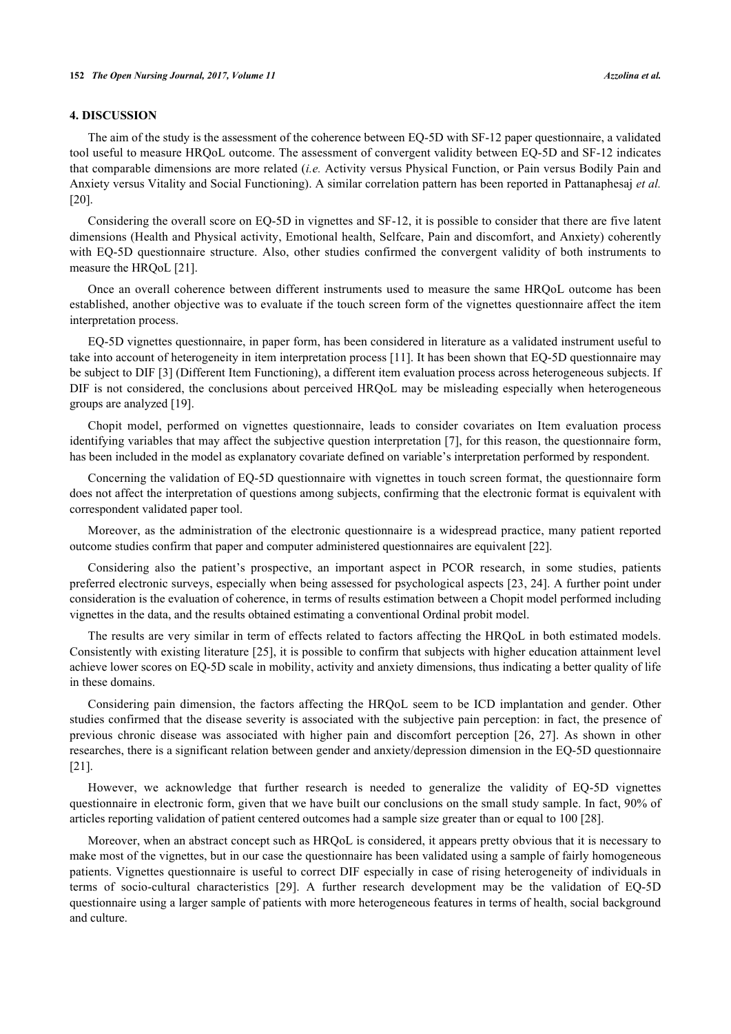## 4. DISCUSSION

The aim of the study is the assessment of the coherence between EQ-5D with SF-12 paper questionnaire, a validated tool useful to measure HRQoL outcome. The assessment of convergent validity between EQ-5D and SF-12 indicates that comparable dimensions are more related (*i.e.* Activity versus Physical Function, or Pain versus Bodily Pain and Anxiety versus Vitality and Social Functioning). A similar correlation pattern has been reported in Pattanaphesaj *et al.* [20].

Considering the overall score on EQ-5D in vignettes and SF-12, it is possible to consider that there are five latent dimensions (Health and Physical activity, Emotional health, Selfcare, Pain and discomfort, and Anxiety) coherently with EQ-5D questionnaire structure. Also, other studies confirmed the convergent validity of both instruments to measure the HRQoL [21].

Once an overall coherence between different instruments used to measure the same HRQoL outcome has been established, another objective was to evaluate if the touch screen form of the vignettes questionnaire affect the item interpretation process.

EQ-5D vignettes questionnaire, in paper form, has been considered in literature as a validated instrument useful to take into account of heterogeneity in item interpretation process [11]. It has been shown that EQ-5D questionnaire may be subject to DIF [3] (Different Item Functioning), a different item evaluation process across heterogeneous subjects. If DIF is not considered, the conclusions about perceived HRQoL may be misleading especially when heterogeneous groups are analyzed [19].

Chopit model, performed on vignettes questionnaire, leads to consider covariates on Item evaluation process identifying variables that may affect the subjective question interpretation [7], for this reason, the questionnaire form, has been included in the model as explanatory covariate defined on variable's interpretation performed by respondent.

Concerning the validation of EQ-5D questionnaire with vignettes in touch screen format, the questionnaire form does not affect the interpretation of questions among subjects, confirming that the electronic format is equivalent with correspondent validated paper tool.

Moreover, as the administration of the electronic questionnaire is a widespread practice, many patient reported outcome studies confirm that paper and computer administered questionnaires are equivalent [22].

Considering also the patient's prospective, an important aspect in PCOR research, in some studies, patients preferred electronic surveys, especially when being assessed for psychological aspects [23, 24]. A further point under consideration is the evaluation of coherence, in terms of results estimation between a Chopit model performed including vignettes in the data, and the results obtained estimating a conventional Ordinal probit model.

The results are very similar in term of effects related to factors affecting the HRQoL in both estimated models. Consistently with existing literature [25], it is possible to confirm that subjects with higher education attainment level achieve lower scores on EQ-5D scale in mobility, activity and anxiety dimensions, thus indicating a better quality of life in these domains.

Considering pain dimension, the factors affecting the HRQoL seem to be ICD implantation and gender. Other studies confirmed that the disease severity is associated with the subjective pain perception: in fact, the presence of previous chronic disease was associated with higher pain and discomfort perception [26, 27]. As shown in other researches, there is a significant relation between gender and anxiety/depression dimension in the EQ-5D questionnaire [21].

However, we acknowledge that further research is needed to generalize the validity of EQ-5D vignettes questionnaire in electronic form, given that we have built our conclusions on the small study sample. In fact, 90% of articles reporting validation of patient centered outcomes had a sample size greater than or equal to 100 [28].

Moreover, when an abstract concept such as HRQoL is considered, it appears pretty obvious that it is necessary to make most of the vignettes, but in our case the questionnaire has been validated using a sample of fairly homogeneous patients. Vignettes questionnaire is useful to correct DIF especially in case of rising heterogeneity of individuals in terms of socio-cultural characteristics [29]. A further research development may be the validation of EQ-5D questionnaire using a larger sample of patients with more heterogeneous features in terms of health, social background and culture.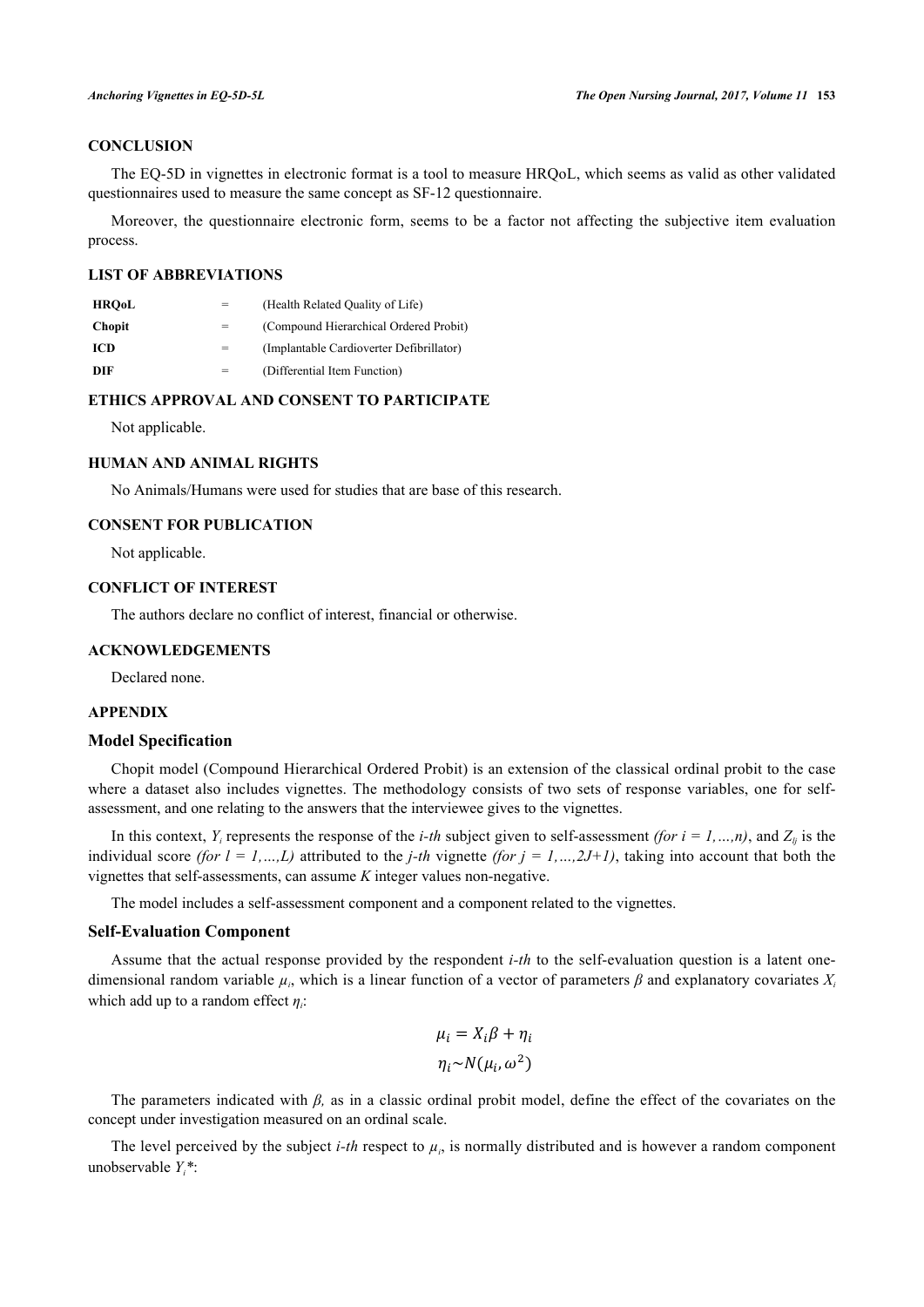## CONCLUSION

The EQ-5D in vignettes in electronic format is a tool to measure HRQoL, which seems as valid as other validated questionnaires used to measure the same concept as SF-12 questionnaire.

Moreover, the questionnaire electronic form, seems to be a factor not affecting the subjective item evaluation process.

## LIST OF ABBREVIATIONS

| | | |
|---|---|---|
| **HRQoL** | = | (Health Related Quality of Life) |
| **Chopit** | = | (Compound Hierarchical Ordered Probit) |
| **ICD** | = | (Implantable Cardioverter Defibrillator) |
| **DIF** | = | (Differential Item Function) |

## ETHICS APPROVAL AND CONSENT TO PARTICIPATE

Not applicable.

## HUMAN AND ANIMAL RIGHTS

No Animals/Humans were used for studies that are base of this research.

## CONSENT FOR PUBLICATION

Not applicable.

## CONFLICT OF INTEREST

The authors declare no conflict of interest, financial or otherwise.

## ACKNOWLEDGEMENTS

Declared none.

## APPENDIX

### Model Specification

Chopit model (Compound Hierarchical Ordered Probit) is an extension of the classical ordinal probit to the case where a dataset also includes vignettes. The methodology consists of two sets of response variables, one for self-assessment, and one relating to the answers that the interviewee gives to the vignettes.

In this context, $Y_i$ represents the response of the *i-th* subject given to self-assessment *(for i = 1,…,n)*, and $Z_{lj}$ is the individual score *(for l = 1,…,L)* attributed to the *j-th* vignette *(for j = 1,…,2J+1)*, taking into account that both the vignettes that self-assessments, can assume *K* integer values non-negative.

The model includes a self-assessment component and a component related to the vignettes.

### Self-Evaluation Component

Assume that the actual response provided by the respondent *i-th* to the self-evaluation question is a latent one-dimensional random variable $\mu_i$, which is a linear function of a vector of parameters $\beta$ and explanatory covariates $X_i$ which add up to a random effect $\eta_i$:

$$\mu_i = X_i\beta + \eta_i$$

$$\eta_i \sim N(\mu_i, \omega^2)$$

The parameters indicated with $\beta$, as in a classic ordinal probit model, define the effect of the covariates on the concept under investigation measured on an ordinal scale.

The level perceived by the subject *i-th* respect to $\mu_i$, is normally distributed and is however a random component unobservable $Y_i^*$: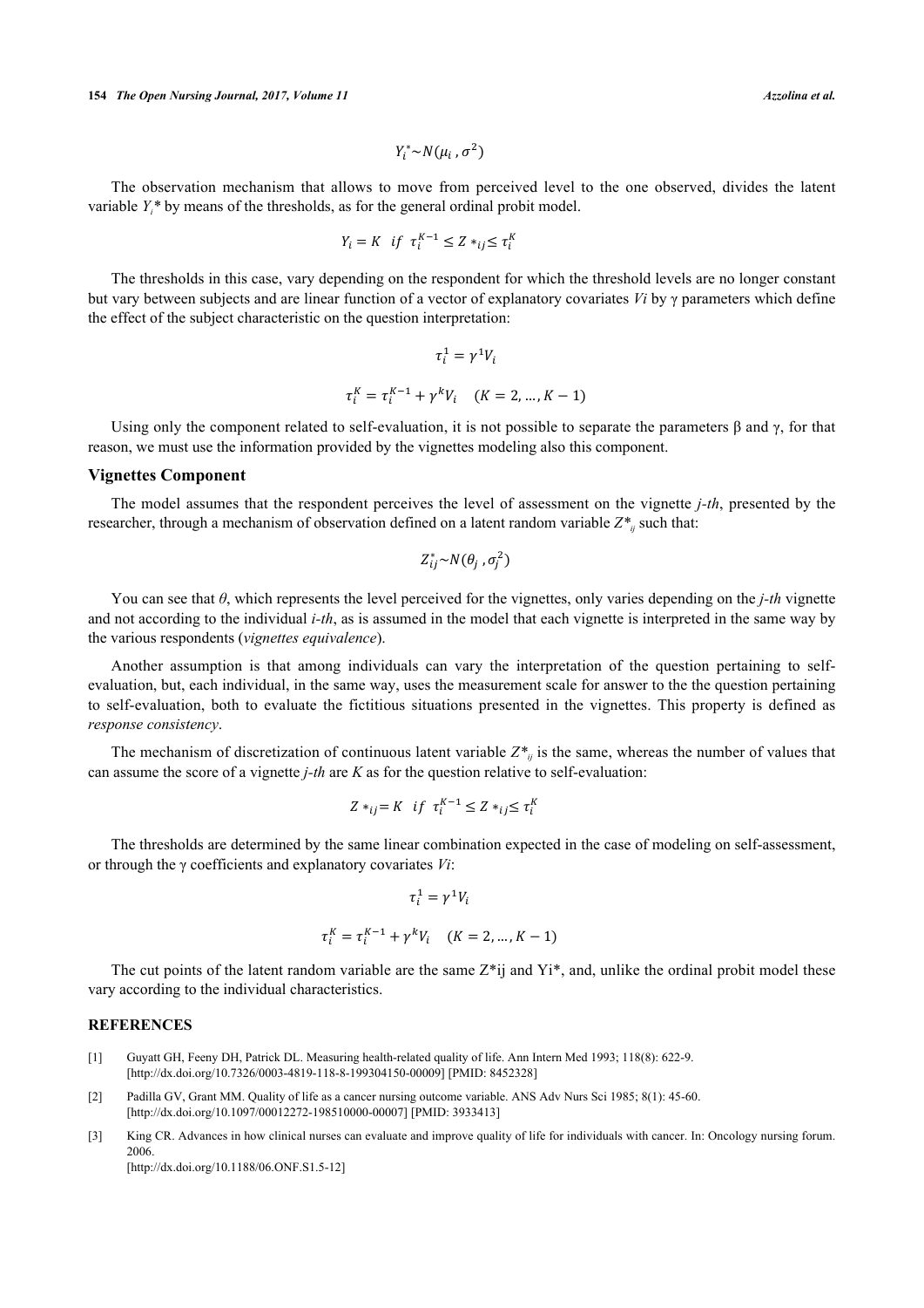$$Y_i^* \sim N(\mu_i\,, \sigma^2)$$

The observation mechanism that allows to move from perceived level to the one observed, divides the latent variable $Y_i$* by means of the thresholds, as for the general ordinal probit model.

$$Y_i = K \quad if \;\; \tau_i^{K-1} \leq Z*_{ij} \leq \tau_i^{K}$$

The thresholds in this case, vary depending on the respondent for which the threshold levels are no longer constant but vary between subjects and are linear function of a vector of explanatory covariates *Vi* by γ parameters which define the effect of the subject characteristic on the question interpretation:

$$\tau_i^1 = \gamma^1 V_i$$

$$\tau_i^K = \tau_i^{K-1} + \gamma^k V_i \quad (K = 2, \ldots, K-1)$$

Using only the component related to self-evaluation, it is not possible to separate the parameters β and γ, for that reason, we must use the information provided by the vignettes modeling also this component.

### Vignettes Component

The model assumes that the respondent perceives the level of assessment on the vignette *j-th*, presented by the researcher, through a mechanism of observation defined on a latent random variable $Z^*_{ij}$ such that:

$$Z_{ij}^* \sim N(\theta_j\,, \sigma_j^2)$$

You can see that *θ*, which represents the level perceived for the vignettes, only varies depending on the *j-th* vignette and not according to the individual *i-th*, as is assumed in the model that each vignette is interpreted in the same way by the various respondents (*vignettes equivalence*).

Another assumption is that among individuals can vary the interpretation of the question pertaining to self-evaluation, but, each individual, in the same way, uses the measurement scale for answer to the the question pertaining to self-evaluation, both to evaluate the fictitious situations presented in the vignettes. This property is defined as *response consistency*.

The mechanism of discretization of continuous latent variable $Z^*_{ij}$ is the same, whereas the number of values that can assume the score of a vignette *j-th* are *K* as for the question relative to self-evaluation:

$$Z*_{ij} = K \quad if \;\; \tau_i^{K-1} \leq Z*_{ij} \leq \tau_i^{K}$$

The thresholds are determined by the same linear combination expected in the case of modeling on self-assessment, or through the γ coefficients and explanatory covariates *Vi*:

$$\tau_i^1 = \gamma^1 V_i$$

$$\tau_i^K = \tau_i^{K-1} + \gamma^k V_i \quad (K = 2, \ldots, K-1)$$

The cut points of the latent random variable are the same Z*ij and Yi*, and, unlike the ordinal probit model these vary according to the individual characteristics.

## REFERENCES

[1] Guyatt GH, Feeny DH, Patrick DL. Measuring health-related quality of life. Ann Intern Med 1993; 118(8): 622-9. [http://dx.doi.org/10.7326/0003-4819-118-8-199304150-00009] [PMID: 8452328]

[2] Padilla GV, Grant MM. Quality of life as a cancer nursing outcome variable. ANS Adv Nurs Sci 1985; 8(1): 45-60. [http://dx.doi.org/10.1097/00012272-198510000-00007] [PMID: 3933413]

[3] King CR. Advances in how clinical nurses can evaluate and improve quality of life for individuals with cancer. In: Oncology nursing forum. 2006. [http://dx.doi.org/10.1188/06.ONF.S1.5-12]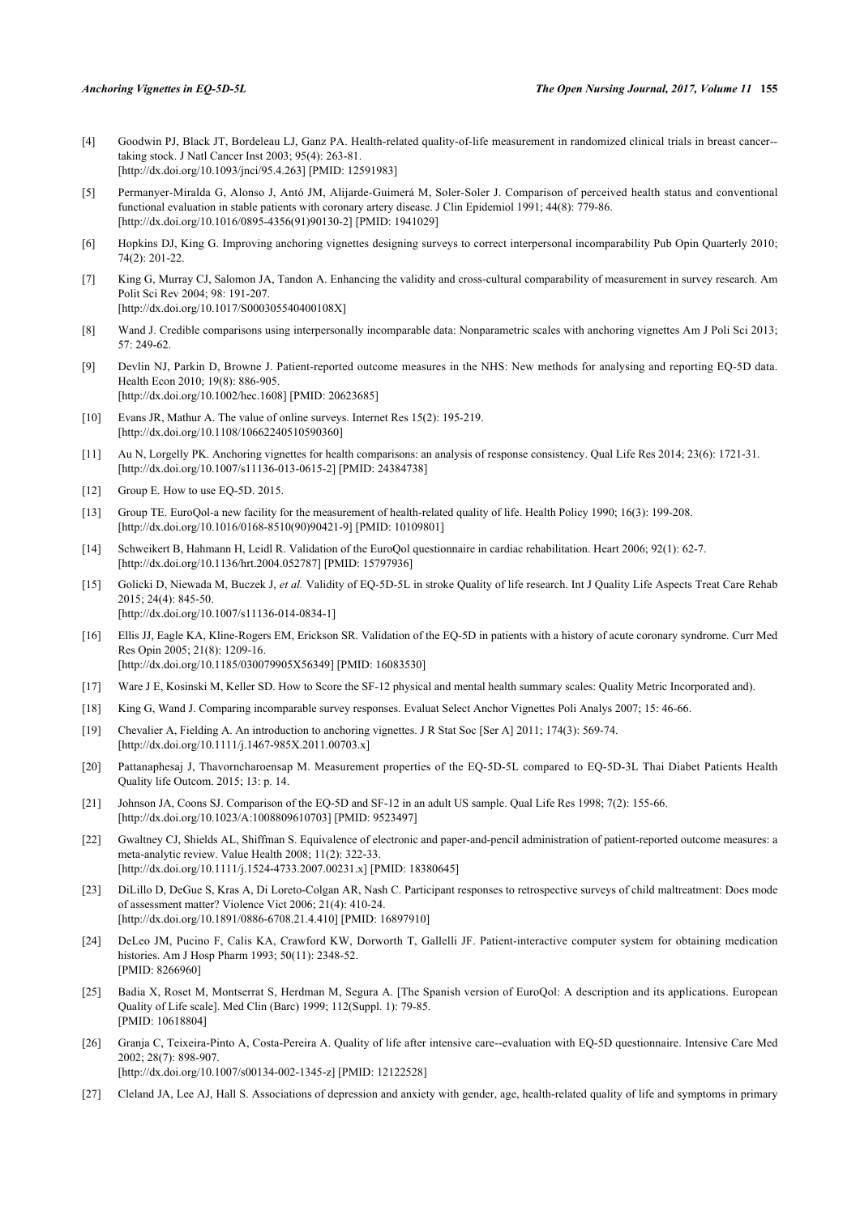[4] Goodwin PJ, Black JT, Bordeleau LJ, Ganz PA. Health-related quality-of-life measurement in randomized clinical trials in breast cancer--taking stock. J Natl Cancer Inst 2003; 95(4): 263-81.
[http://dx.doi.org/10.1093/jnci/95.4.263] [PMID: 12591983]

[5] Permanyer-Miralda G, Alonso J, Antó JM, Alijarde-Guimerá M, Soler-Soler J. Comparison of perceived health status and conventional functional evaluation in stable patients with coronary artery disease. J Clin Epidemiol 1991; 44(8): 779-86.
[http://dx.doi.org/10.1016/0895-4356(91)90130-2] [PMID: 1941029]

[6] Hopkins DJ, King G. Improving anchoring vignettes designing surveys to correct interpersonal incomparability Pub Opin Quarterly 2010; 74(2): 201-22.

[7] King G, Murray CJ, Salomon JA, Tandon A. Enhancing the validity and cross-cultural comparability of measurement in survey research. Am Polit Sci Rev 2004; 98: 191-207.
[http://dx.doi.org/10.1017/S000305540400108X]

[8] Wand J. Credible comparisons using interpersonally incomparable data: Nonparametric scales with anchoring vignettes Am J Poli Sci 2013; 57: 249-62.

[9] Devlin NJ, Parkin D, Browne J. Patient-reported outcome measures in the NHS: New methods for analysing and reporting EQ-5D data. Health Econ 2010; 19(8): 886-905.
[http://dx.doi.org/10.1002/hec.1608] [PMID: 20623685]

[10] Evans JR, Mathur A. The value of online surveys. Internet Res 15(2): 195-219.
[http://dx.doi.org/10.1108/10662240510590360]

[11] Au N, Lorgelly PK. Anchoring vignettes for health comparisons: an analysis of response consistency. Qual Life Res 2014; 23(6): 1721-31.
[http://dx.doi.org/10.1007/s11136-013-0615-2] [PMID: 24384738]

[12] Group E. How to use EQ-5D. 2015.

[13] Group TE. EuroQol-a new facility for the measurement of health-related quality of life. Health Policy 1990; 16(3): 199-208.
[http://dx.doi.org/10.1016/0168-8510(90)90421-9] [PMID: 10109801]

[14] Schweikert B, Hahmann H, Leidl R. Validation of the EuroQol questionnaire in cardiac rehabilitation. Heart 2006; 92(1): 62-7.
[http://dx.doi.org/10.1136/hrt.2004.052787] [PMID: 15797936]

[15] Golicki D, Niewada M, Buczek J, *et al.* Validity of EQ-5D-5L in stroke Quality of life research. Int J Quality Life Aspects Treat Care Rehab 2015; 24(4): 845-50.
[http://dx.doi.org/10.1007/s11136-014-0834-1]

[16] Ellis JJ, Eagle KA, Kline-Rogers EM, Erickson SR. Validation of the EQ-5D in patients with a history of acute coronary syndrome. Curr Med Res Opin 2005; 21(8): 1209-16.
[http://dx.doi.org/10.1185/030079905X56349] [PMID: 16083530]

[17] Ware J E, Kosinski M, Keller SD. How to Score the SF-12 physical and mental health summary scales: Quality Metric Incorporated and).

[18] King G, Wand J. Comparing incomparable survey responses. Evaluat Select Anchor Vignettes Poli Analys 2007; 15: 46-66.

[19] Chevalier A, Fielding A. An introduction to anchoring vignettes. J R Stat Soc [Ser A] 2011; 174(3): 569-74.
[http://dx.doi.org/10.1111/j.1467-985X.2011.00703.x]

[20] Pattanaphesaj J, Thavorncharoensap M. Measurement properties of the EQ-5D-5L compared to EQ-5D-3L Thai Diabet Patients Health Quality life Outcom. 2015; 13: p. 14.

[21] Johnson JA, Coons SJ. Comparison of the EQ-5D and SF-12 in an adult US sample. Qual Life Res 1998; 7(2): 155-66.
[http://dx.doi.org/10.1023/A:1008809610703] [PMID: 9523497]

[22] Gwaltney CJ, Shields AL, Shiffman S. Equivalence of electronic and paper-and-pencil administration of patient-reported outcome measures: a meta-analytic review. Value Health 2008; 11(2): 322-33.
[http://dx.doi.org/10.1111/j.1524-4733.2007.00231.x] [PMID: 18380645]

[23] DiLillo D, DeGue S, Kras A, Di Loreto-Colgan AR, Nash C. Participant responses to retrospective surveys of child maltreatment: Does mode of assessment matter? Violence Vict 2006; 21(4): 410-24.
[http://dx.doi.org/10.1891/0886-6708.21.4.410] [PMID: 16897910]

[24] DeLeo JM, Pucino F, Calis KA, Crawford KW, Dorworth T, Gallelli JF. Patient-interactive computer system for obtaining medication histories. Am J Hosp Pharm 1993; 50(11): 2348-52.
[PMID: 8266960]

[25] Badia X, Roset M, Montserrat S, Herdman M, Segura A. [The Spanish version of EuroQol: A description and its applications. European Quality of Life scale]. Med Clin (Barc) 1999; 112(Suppl. 1): 79-85.
[PMID: 10618804]

[26] Granja C, Teixeira-Pinto A, Costa-Pereira A. Quality of life after intensive care--evaluation with EQ-5D questionnaire. Intensive Care Med 2002; 28(7): 898-907.
[http://dx.doi.org/10.1007/s00134-002-1345-z] [PMID: 12122528]

[27] Cleland JA, Lee AJ, Hall S. Associations of depression and anxiety with gender, age, health-related quality of life and symptoms in primary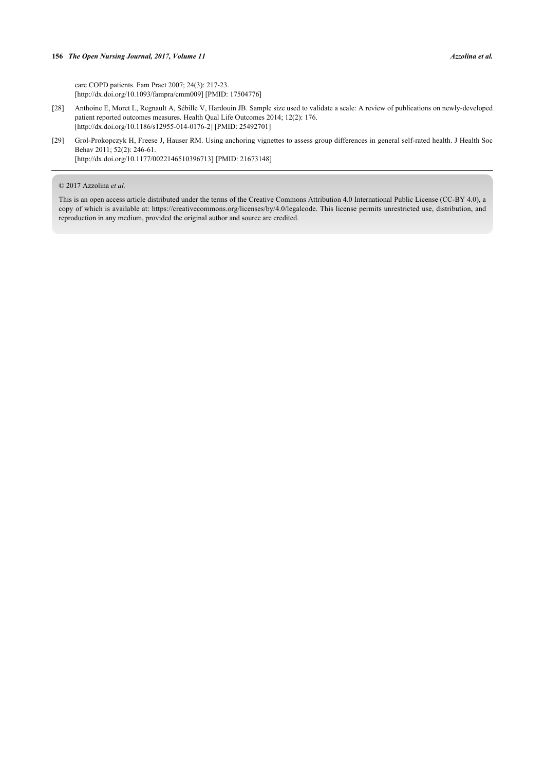care COPD patients. Fam Pract 2007; 24(3): 217-23.
[http://dx.doi.org/10.1093/fampra/cmm009] [PMID: 17504776]

[28] Anthoine E, Moret L, Regnault A, Sébille V, Hardouin JB. Sample size used to validate a scale: A review of publications on newly-developed patient reported outcomes measures. Health Qual Life Outcomes 2014; 12(2): 176.
[http://dx.doi.org/10.1186/s12955-014-0176-2] [PMID: 25492701]

[29] Grol-Prokopczyk H, Freese J, Hauser RM. Using anchoring vignettes to assess group differences in general self-rated health. J Health Soc Behav 2011; 52(2): 246-61.
[http://dx.doi.org/10.1177/0022146510396713] [PMID: 21673148]

© 2017 Azzolina *et al.*

This is an open access article distributed under the terms of the Creative Commons Attribution 4.0 International Public License (CC-BY 4.0), a copy of which is available at: https://creativecommons.org/licenses/by/4.0/legalcode. This license permits unrestricted use, distribution, and reproduction in any medium, provided the original author and source are credited.